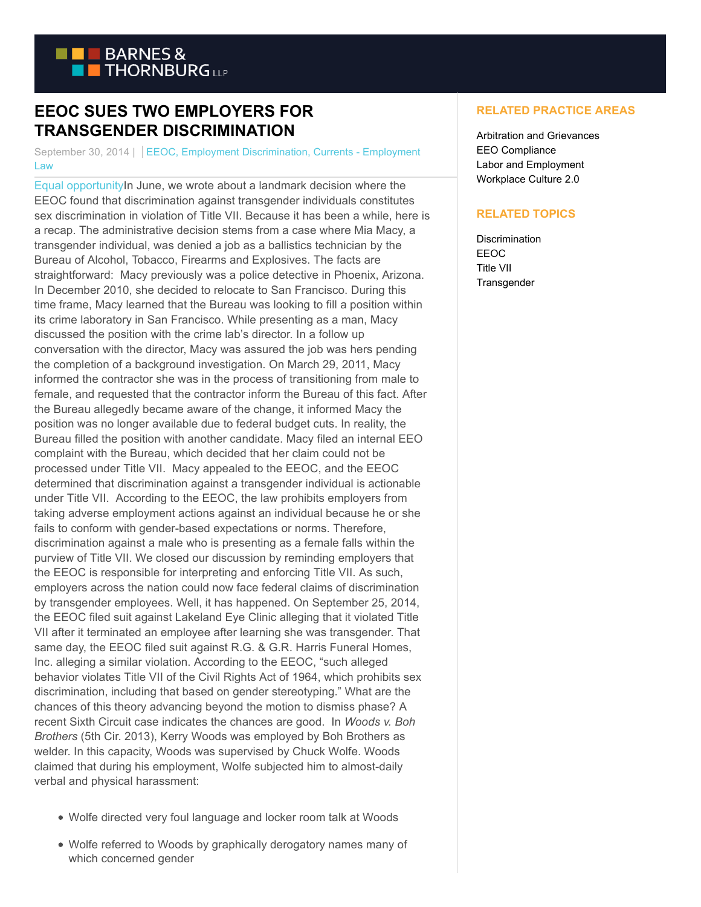# EEOC SUES TWO EMPLOYERS FOR TRANSGENDER DISCRIMINATION

September 30, 2014 | | EEOC, Employment Discrimination, Currents - Employment Law

Equal opportunityIn June, we wrote about a landmark decision where the EEOC found that discrimination against transgender individuals constitutes sex discrimination in violation of Title VII. Because it has been a while, here is a recap. The administrative decision stems from a case where Mia Macy, a transgender individual, was denied a job as a ballistics technician by the Bureau of Alcohol, Tobacco, Firearms and Explosives. The facts are straightforward: Macy previously was a police detective in Phoenix, Arizona. In December 2010, she decided to relocate to San Francisco. During this time frame, Macy learned that the Bureau was looking to fill a position within its crime laboratory in San Francisco. While presenting as a man, Macy discussed the position with the crime lab's director. In a follow up conversation with the director, Macy was assured the job was hers pending the completion of a background investigation. On March 29, 2011, Macy informed the contractor she was in the process of transitioning from male to female, and requested that the contractor inform the Bureau of this fact. After the Bureau allegedly became aware of the change, it informed Macy the position was no longer available due to federal budget cuts. In reality, the Bureau filled the position with another candidate. Macy filed an internal EEO complaint with the Bureau, which decided that her claim could not be processed under Title VII. Macy appealed to the EEOC, and the EEOC determined that discrimination against a transgender individual is actionable under Title VII. According to the EEOC, the law prohibits employers from taking adverse employment actions against an individual because he or she fails to conform with gender-based expectations or norms. Therefore, discrimination against a male who is presenting as a female falls within the purview of Title VII. We closed our discussion by reminding employers that the EEOC is responsible for interpreting and enforcing Title VII. As such, employers across the nation could now face federal claims of discrimination by transgender employees. Well, it has happened. On September 25, 2014, the EEOC filed suit against Lakeland Eye Clinic alleging that it violated Title VII after it terminated an employee after learning she was transgender. That same day, the EEOC filed suit against R.G. & G.R. Harris Funeral Homes, Inc. alleging a similar violation. According to the EEOC, "such alleged behavior violates Title VII of the Civil Rights Act of 1964, which prohibits sex discrimination, including that based on gender stereotyping." What are the chances of this theory advancing beyond the motion to dismiss phase? A recent Sixth Circuit case indicates the chances are good. In *Woods v. Boh Brothers* (5th Cir. 2013), Kerry Woods was employed by Boh Brothers as welder. In this capacity, Woods was supervised by Chuck Wolfe. Woods claimed that during his employment, Wolfe subjected him to almost-daily verbal and physical harassment:

- Wolfe directed very foul language and locker room talk at Woods
- Wolfe referred to Woods by graphically derogatory names many of which concerned gender

## RELATED PRACTICE AREAS

Arbitration and Grievances
EEO Compliance
Labor and Employment
Workplace Culture 2.0

## RELATED TOPICS

Discrimination
EEOC
Title VII
Transgender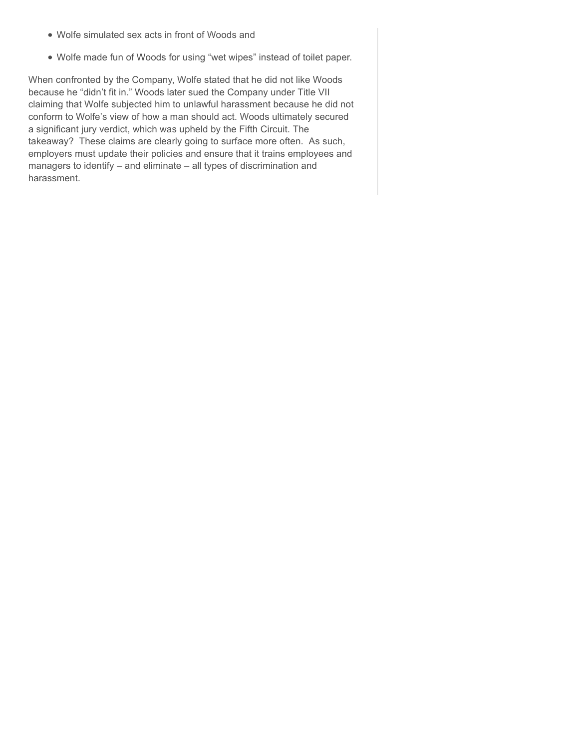- Wolfe simulated sex acts in front of Woods and
- Wolfe made fun of Woods for using "wet wipes" instead of toilet paper.

When confronted by the Company, Wolfe stated that he did not like Woods because he "didn't fit in." Woods later sued the Company under Title VII claiming that Wolfe subjected him to unlawful harassment because he did not conform to Wolfe's view of how a man should act. Woods ultimately secured a significant jury verdict, which was upheld by the Fifth Circuit. The takeaway? These claims are clearly going to surface more often. As such, employers must update their policies and ensure that it trains employees and managers to identify – and eliminate – all types of discrimination and harassment.